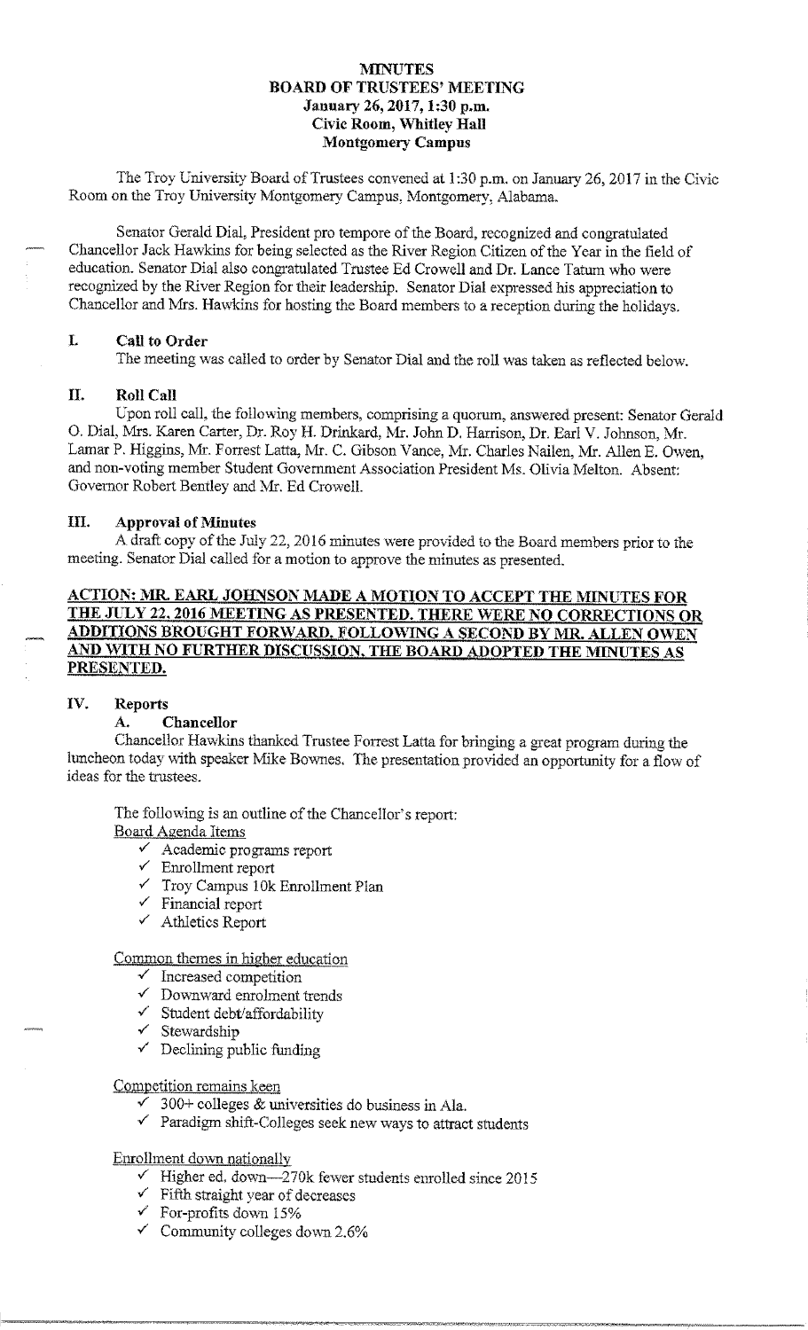# MINUTES
## BOARD OF TRUSTEES' MEETING
### January 26, 2017, 1:30 p.m.
### Civic Room, Whitley Hall
### Montgomery Campus

The Troy University Board of Trustees convened at 1:30 p.m. on January 26, 2017 in the Civic Room on the Troy University Montgomery Campus, Montgomery, Alabama.

Senator Gerald Dial, President pro tempore of the Board, recognized and congratulated Chancellor Jack Hawkins for being selected as the River Region Citizen of the Year in the field of education. Senator Dial also congratulated Trustee Ed Crowell and Dr. Lance Tatum who were recognized by the River Region for their leadership. Senator Dial expressed his appreciation to Chancellor and Mrs. Hawkins for hosting the Board members to a reception during the holidays.

## I. Call to Order

The meeting was called to order by Senator Dial and the roll was taken as reflected below.

## II. Roll Call

Upon roll call, the following members, comprising a quorum, answered present: Senator Gerald O. Dial, Mrs. Karen Carter, Dr. Roy H. Drinkard, Mr. John D. Harrison, Dr. Earl V. Johnson, Mr. Lamar P. Higgins, Mr. Forrest Latta, Mr. C. Gibson Vance, Mr. Charles Nailen, Mr. Allen E. Owen, and non-voting member Student Government Association President Ms. Olivia Melton. Absent: Governor Robert Bentley and Mr. Ed Crowell.

## III. Approval of Minutes

A draft copy of the July 22, 2016 minutes were provided to the Board members prior to the meeting. Senator Dial called for a motion to approve the minutes as presented.

**ACTION: MR. EARL JOHNSON MADE A MOTION TO ACCEPT THE MINUTES FOR THE JULY 22, 2016 MEETING AS PRESENTED. THERE WERE NO CORRECTIONS OR ADDITIONS BROUGHT FORWARD. FOLLOWING A SECOND BY MR. ALLEN OWEN AND WITH NO FURTHER DISCUSSION, THE BOARD ADOPTED THE MINUTES AS PRESENTED.**

## IV. Reports

### A. Chancellor

Chancellor Hawkins thanked Trustee Forrest Latta for bringing a great program during the luncheon today with speaker Mike Bownes. The presentation provided an opportunity for a flow of ideas for the trustees.

The following is an outline of the Chancellor's report:

Board Agenda Items

- ✓ Academic programs report
- ✓ Enrollment report
- ✓ Troy Campus 10k Enrollment Plan
- ✓ Financial report
- ✓ Athletics Report

Common themes in higher education

- ✓ Increased competition
- ✓ Downward enrolment trends
- ✓ Student debt/affordability
- ✓ Stewardship
- ✓ Declining public funding

Competition remains keen

- ✓ 300+ colleges & universities do business in Ala.
- ✓ Paradigm shift-Colleges seek new ways to attract students

Enrollment down nationally

- ✓ Higher ed. down—270k fewer students enrolled since 2015
- ✓ Fifth straight year of decreases
- ✓ For-profits down 15%
- ✓ Community colleges down 2.6%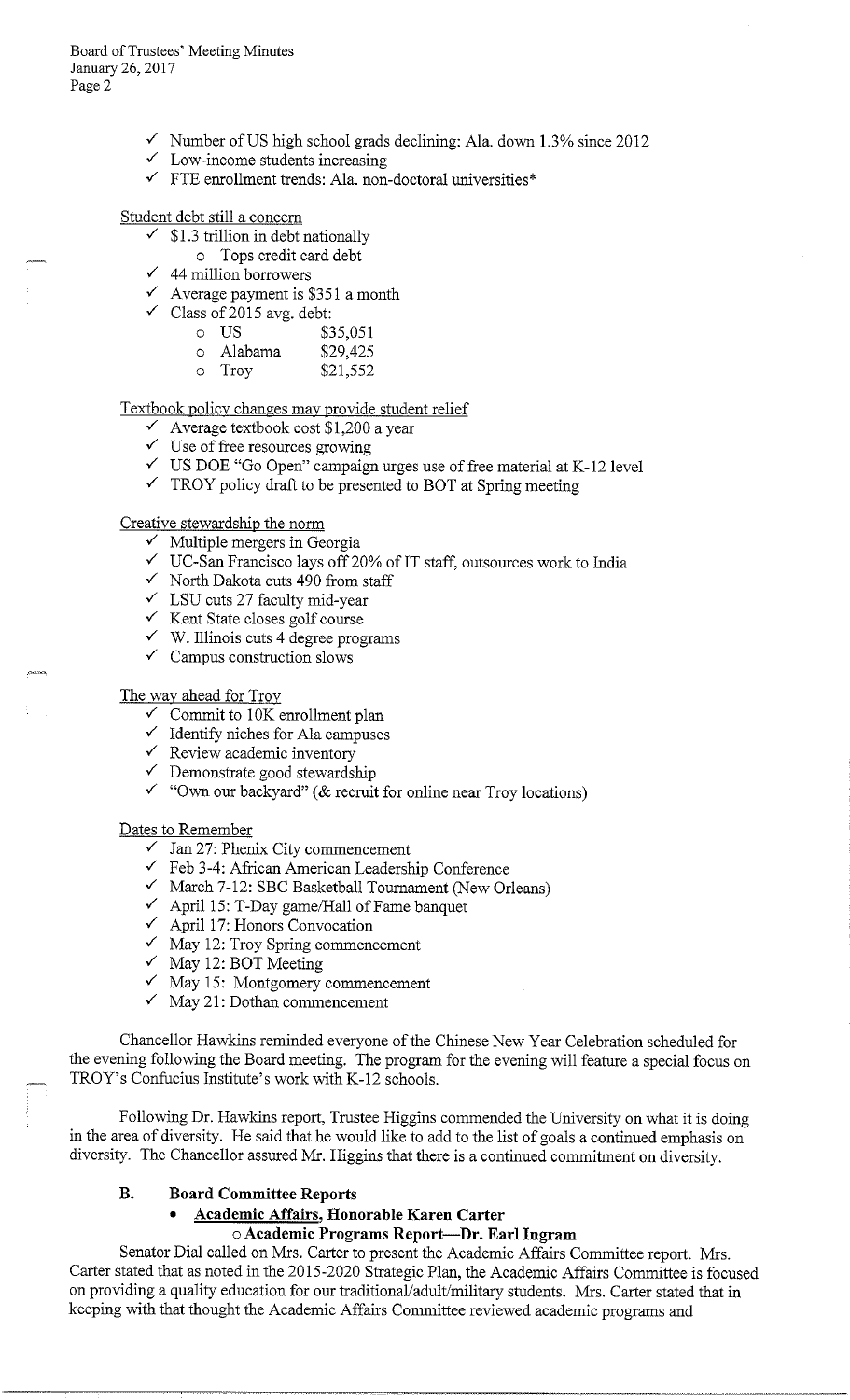- ✓ Number of US high school grads declining: Ala. down 1.3% since 2012
- ✓ Low-income students increasing
- ✓ FTE enrollment trends: Ala. non-doctoral universities*

Student debt still a concern

- ✓ $1.3 trillion in debt nationally
  - Tops credit card debt
- ✓ 44 million borrowers
- ✓ Average payment is $351 a month
- ✓ Class of 2015 avg. debt:
  - US $35,051
  - Alabama $29,425
  - Troy $21,552

Textbook policy changes may provide student relief

- ✓ Average textbook cost $1,200 a year
- ✓ Use of free resources growing
- ✓ US DOE "Go Open" campaign urges use of free material at K-12 level
- ✓ TROY policy draft to be presented to BOT at Spring meeting

Creative stewardship the norm

- ✓ Multiple mergers in Georgia
- ✓ UC-San Francisco lays off 20% of IT staff, outsources work to India
- ✓ North Dakota cuts 490 from staff
- ✓ LSU cuts 27 faculty mid-year
- ✓ Kent State closes golf course
- ✓ W. Illinois cuts 4 degree programs
- ✓ Campus construction slows

The way ahead for Troy

- ✓ Commit to 10K enrollment plan
- ✓ Identify niches for Ala campuses
- ✓ Review academic inventory
- ✓ Demonstrate good stewardship
- ✓ "Own our backyard" (& recruit for online near Troy locations)

Dates to Remember

- ✓ Jan 27: Phenix City commencement
- ✓ Feb 3-4: African American Leadership Conference
- ✓ March 7-12: SBC Basketball Tournament (New Orleans)
- ✓ April 15: T-Day game/Hall of Fame banquet
- ✓ April 17: Honors Convocation
- ✓ May 12: Troy Spring commencement
- ✓ May 12: BOT Meeting
- ✓ May 15: Montgomery commencement
- ✓ May 21: Dothan commencement

Chancellor Hawkins reminded everyone of the Chinese New Year Celebration scheduled for the evening following the Board meeting. The program for the evening will feature a special focus on TROY's Confucius Institute's work with K-12 schools.

Following Dr. Hawkins report, Trustee Higgins commended the University on what it is doing in the area of diversity. He said that he would like to add to the list of goals a continued emphasis on diversity. The Chancellor assured Mr. Higgins that there is a continued commitment on diversity.

**B. Board Committee Reports**

- **Academic Affairs, Honorable Karen Carter**
  - **Academic Programs Report—Dr. Earl Ingram**

Senator Dial called on Mrs. Carter to present the Academic Affairs Committee report. Mrs. Carter stated that as noted in the 2015-2020 Strategic Plan, the Academic Affairs Committee is focused on providing a quality education for our traditional/adult/military students. Mrs. Carter stated that in keeping with that thought the Academic Affairs Committee reviewed academic programs and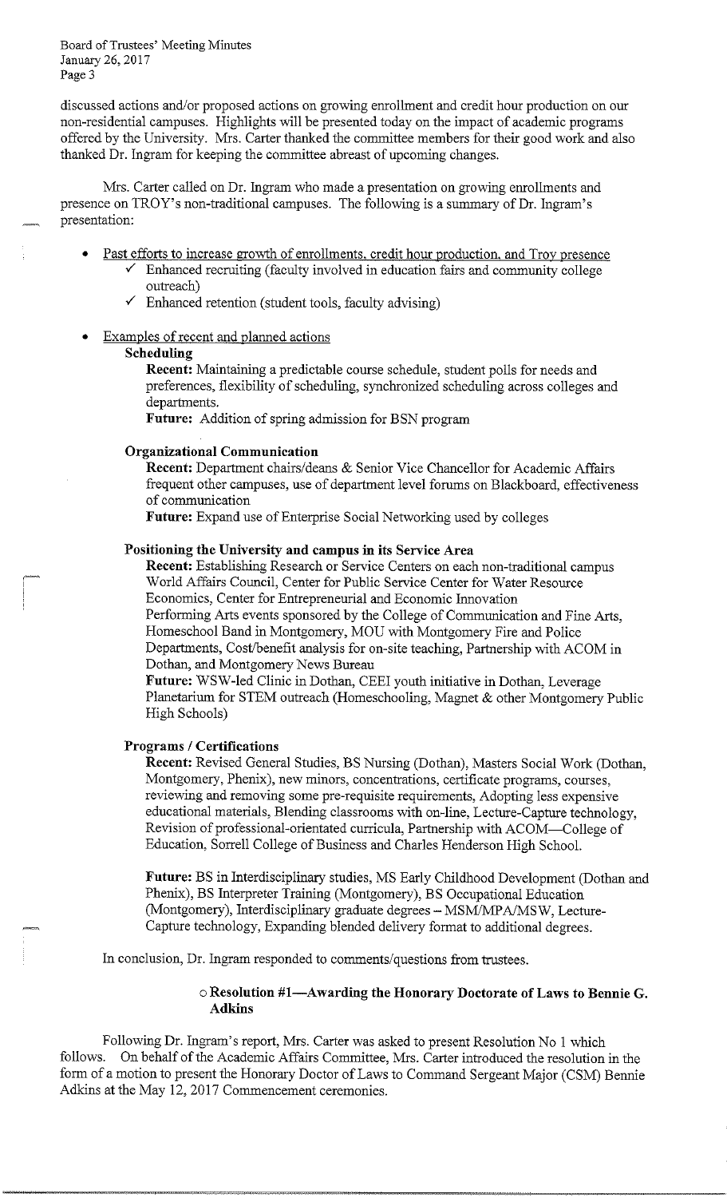discussed actions and/or proposed actions on growing enrollment and credit hour production on our non-residential campuses. Highlights will be presented today on the impact of academic programs offered by the University. Mrs. Carter thanked the committee members for their good work and also thanked Dr. Ingram for keeping the committee abreast of upcoming changes.

Mrs. Carter called on Dr. Ingram who made a presentation on growing enrollments and presence on TROY's non-traditional campuses. The following is a summary of Dr. Ingram's presentation:

- Past efforts to increase growth of enrollments, credit hour production, and Troy presence
  - ✓ Enhanced recruiting (faculty involved in education fairs and community college outreach)
  - ✓ Enhanced retention (student tools, faculty advising)

- Examples of recent and planned actions

  **Scheduling**

  **Recent:** Maintaining a predictable course schedule, student polls for needs and preferences, flexibility of scheduling, synchronized scheduling across colleges and departments.

  **Future:** Addition of spring admission for BSN program

  **Organizational Communication**

  **Recent:** Department chairs/deans & Senior Vice Chancellor for Academic Affairs frequent other campuses, use of department level forums on Blackboard, effectiveness of communication

  **Future:** Expand use of Enterprise Social Networking used by colleges

  **Positioning the University and campus in its Service Area**

  **Recent:** Establishing Research or Service Centers on each non-traditional campus World Affairs Council, Center for Public Service Center for Water Resource Economics, Center for Entrepreneurial and Economic Innovation
  Performing Arts events sponsored by the College of Communication and Fine Arts, Homeschool Band in Montgomery, MOU with Montgomery Fire and Police Departments, Cost/benefit analysis for on-site teaching, Partnership with ACOM in Dothan, and Montgomery News Bureau

  **Future:** WSW-led Clinic in Dothan, CEEI youth initiative in Dothan, Leverage Planetarium for STEM outreach (Homeschooling, Magnet & other Montgomery Public High Schools)

  **Programs / Certifications**

  **Recent:** Revised General Studies, BS Nursing (Dothan), Masters Social Work (Dothan, Montgomery, Phenix), new minors, concentrations, certificate programs, courses, reviewing and removing some pre-requisite requirements, Adopting less expensive educational materials, Blending classrooms with on-line, Lecture-Capture technology, Revision of professional-orientated curricula, Partnership with ACOM—College of Education, Sorrell College of Business and Charles Henderson High School.

  **Future:** BS in Interdisciplinary studies, MS Early Childhood Development (Dothan and Phenix), BS Interpreter Training (Montgomery), BS Occupational Education (Montgomery), Interdisciplinary graduate degrees – MSM/MPA/MSW, Lecture-Capture technology, Expanding blended delivery format to additional degrees.

In conclusion, Dr. Ingram responded to comments/questions from trustees.

o **Resolution #1—Awarding the Honorary Doctorate of Laws to Bennie G. Adkins**

Following Dr. Ingram's report, Mrs. Carter was asked to present Resolution No 1 which follows. On behalf of the Academic Affairs Committee, Mrs. Carter introduced the resolution in the form of a motion to present the Honorary Doctor of Laws to Command Sergeant Major (CSM) Bennie Adkins at the May 12, 2017 Commencement ceremonies.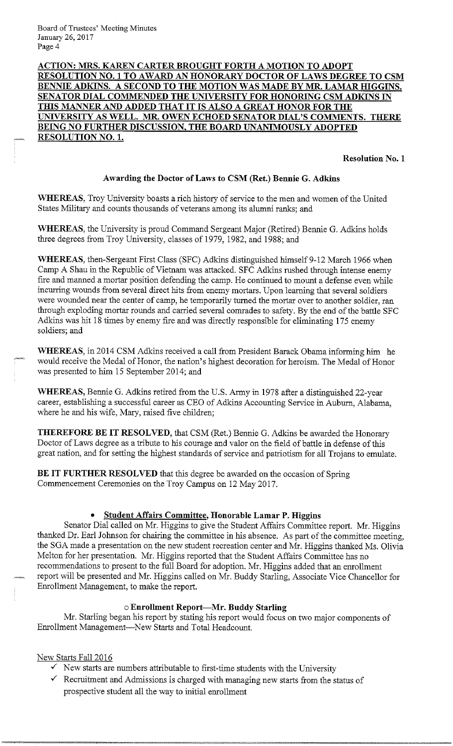**ACTION: MRS. KAREN CARTER BROUGHT FORTH A MOTION TO ADOPT RESOLUTION NO. 1 TO AWARD AN HONORARY DOCTOR OF LAWS DEGREE TO CSM BENNIE ADKINS. A SECOND TO THE MOTION WAS MADE BY MR. LAMAR HIGGINS. SENATOR DIAL COMMENDED THE UNIVERSITY FOR HONORING CSM ADKINS IN THIS MANNER AND ADDED THAT IT IS ALSO A GREAT HONOR FOR THE UNIVERSITY AS WELL. MR. OWEN ECHOED SENATOR DIAL'S COMMENTS. THERE BEING NO FURTHER DISCUSSION, THE BOARD UNANIMOUSLY ADOPTED RESOLUTION NO. 1.**

**Resolution No. 1**

**Awarding the Doctor of Laws to CSM (Ret.) Bennie G. Adkins**

**WHEREAS,** Troy University boasts a rich history of service to the men and women of the United States Military and counts thousands of veterans among its alumni ranks; and

**WHEREAS,** the University is proud Command Sergeant Major (Retired) Bennie G. Adkins holds three degrees from Troy University, classes of 1979, 1982, and 1988; and

**WHEREAS,** then-Sergeant First Class (SFC) Adkins distinguished himself 9-12 March 1966 when Camp A Shau in the Republic of Vietnam was attacked. SFC Adkins rushed through intense enemy fire and manned a mortar position defending the camp. He continued to mount a defense even while incurring wounds from several direct hits from enemy mortars. Upon learning that several soldiers were wounded near the center of camp, he temporarily turned the mortar over to another soldier, ran through exploding mortar rounds and carried several comrades to safety. By the end of the battle SFC Adkins was hit 18 times by enemy fire and was directly responsible for eliminating 175 enemy soldiers; and

**WHEREAS,** in 2014 CSM Adkins received a call from President Barack Obama informing him he would receive the Medal of Honor, the nation's highest decoration for heroism. The Medal of Honor was presented to him 15 September 2014; and

**WHEREAS,** Bennie G. Adkins retired from the U.S. Army in 1978 after a distinguished 22-year career, establishing a successful career as CEO of Adkins Accounting Service in Auburn, Alabama, where he and his wife, Mary, raised five children;

**THEREFORE BE IT RESOLVED,** that CSM (Ret.) Bennie G. Adkins be awarded the Honorary Doctor of Laws degree as a tribute to his courage and valor on the field of battle in defense of this great nation, and for setting the highest standards of service and patriotism for all Trojans to emulate.

**BE IT FURTHER RESOLVED** that this degree be awarded on the occasion of Spring Commencement Ceremonies on the Troy Campus on 12 May 2017.

- **Student Affairs Committee, Honorable Lamar P. Higgins**

Senator Dial called on Mr. Higgins to give the Student Affairs Committee report. Mr. Higgins thanked Dr. Earl Johnson for chairing the committee in his absence. As part of the committee meeting, the SGA made a presentation on the new student recreation center and Mr. Higgins thanked Ms. Olivia Melton for her presentation. Mr. Higgins reported that the Student Affairs Committee has no recommendations to present to the full Board for adoption. Mr. Higgins added that an enrollment report will be presented and Mr. Higgins called on Mr. Buddy Starling, Associate Vice Chancellor for Enrollment Management, to make the report.

- **Enrollment Report—Mr. Buddy Starling**

Mr. Starling began his report by stating his report would focus on two major components of Enrollment Management—New Starts and Total Headcount.

New Starts Fall 2016

- ✓ New starts are numbers attributable to first-time students with the University
- ✓ Recruitment and Admissions is charged with managing new starts from the status of prospective student all the way to initial enrollment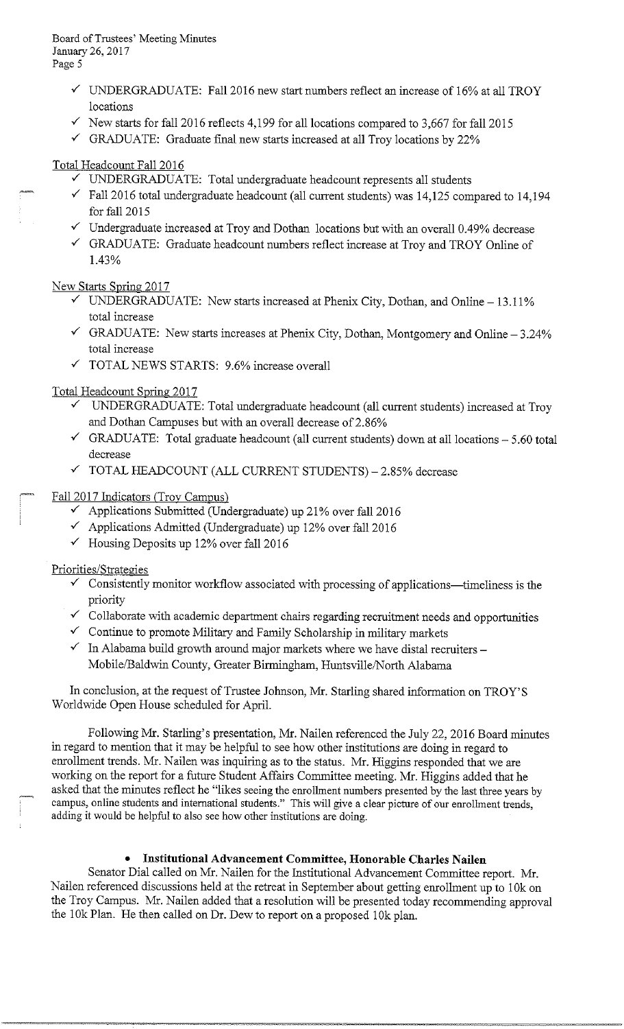- ✓ UNDERGRADUATE: Fall 2016 new start numbers reflect an increase of 16% at all TROY locations
- ✓ New starts for fall 2016 reflects 4,199 for all locations compared to 3,667 for fall 2015
- ✓ GRADUATE: Graduate final new starts increased at all Troy locations by 22%

Total Headcount Fall 2016

- ✓ UNDERGRADUATE: Total undergraduate headcount represents all students
- ✓ Fall 2016 total undergraduate headcount (all current students) was 14,125 compared to 14,194 for fall 2015
- ✓ Undergraduate increased at Troy and Dothan locations but with an overall 0.49% decrease
- ✓ GRADUATE: Graduate headcount numbers reflect increase at Troy and TROY Online of 1.43%

New Starts Spring 2017

- ✓ UNDERGRADUATE: New starts increased at Phenix City, Dothan, and Online – 13.11% total increase
- ✓ GRADUATE: New starts increases at Phenix City, Dothan, Montgomery and Online – 3.24% total increase
- ✓ TOTAL NEWS STARTS: 9.6% increase overall

Total Headcount Spring 2017

- ✓ UNDERGRADUATE: Total undergraduate headcount (all current students) increased at Troy and Dothan Campuses but with an overall decrease of 2.86%
- ✓ GRADUATE: Total graduate headcount (all current students) down at all locations – 5.60 total decrease
- ✓ TOTAL HEADCOUNT (ALL CURRENT STUDENTS) – 2.85% decrease

Fall 2017 Indicators (Troy Campus)

- ✓ Applications Submitted (Undergraduate) up 21% over fall 2016
- ✓ Applications Admitted (Undergraduate) up 12% over fall 2016
- ✓ Housing Deposits up 12% over fall 2016

Priorities/Strategies

- ✓ Consistently monitor workflow associated with processing of applications—timeliness is the priority
- ✓ Collaborate with academic department chairs regarding recruitment needs and opportunities
- ✓ Continue to promote Military and Family Scholarship in military markets
- ✓ In Alabama build growth around major markets where we have distal recruiters – Mobile/Baldwin County, Greater Birmingham, Huntsville/North Alabama

In conclusion, at the request of Trustee Johnson, Mr. Starling shared information on TROY'S Worldwide Open House scheduled for April.

Following Mr. Starling's presentation, Mr. Nailen referenced the July 22, 2016 Board minutes in regard to mention that it may be helpful to see how other institutions are doing in regard to enrollment trends. Mr. Nailen was inquiring as to the status. Mr. Higgins responded that we are working on the report for a future Student Affairs Committee meeting. Mr. Higgins added that he asked that the minutes reflect he "likes seeing the enrollment numbers presented by the last three years by campus, online students and international students." This will give a clear picture of our enrollment trends, adding it would be helpful to also see how other institutions are doing.

- **Institutional Advancement Committee, Honorable Charles Nailen**

Senator Dial called on Mr. Nailen for the Institutional Advancement Committee report. Mr. Nailen referenced discussions held at the retreat in September about getting enrollment up to 10k on the Troy Campus. Mr. Nailen added that a resolution will be presented today recommending approval the 10k Plan. He then called on Dr. Dew to report on a proposed 10k plan.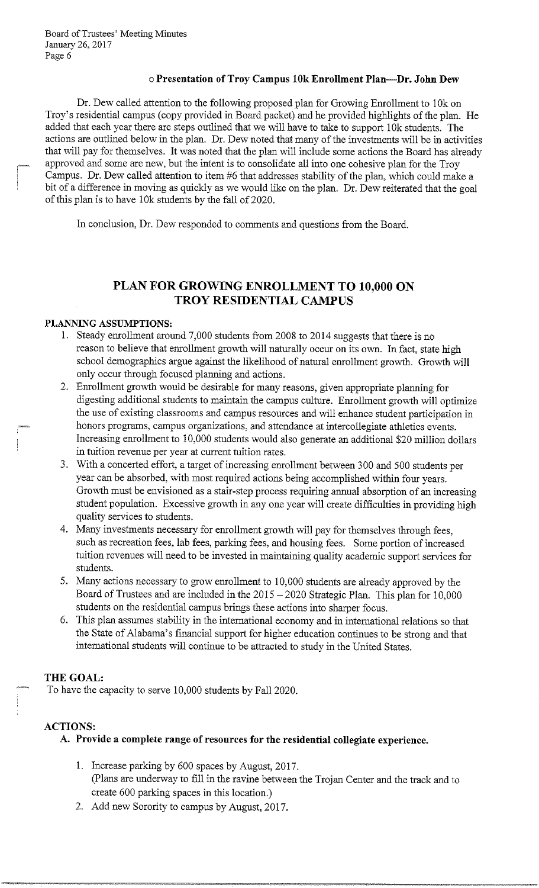### ○ Presentation of Troy Campus 10k Enrollment Plan—Dr. John Dew

Dr. Dew called attention to the following proposed plan for Growing Enrollment to 10k on Troy's residential campus (copy provided in Board packet) and he provided highlights of the plan. He added that each year there are steps outlined that we will have to take to support 10k students. The actions are outlined below in the plan. Dr. Dew noted that many of the investments will be in activities that will pay for themselves. It was noted that the plan will include some actions the Board has already approved and some are new, but the intent is to consolidate all into one cohesive plan for the Troy Campus. Dr. Dew called attention to item #6 that addresses stability of the plan, which could make a bit of a difference in moving as quickly as we would like on the plan. Dr. Dew reiterated that the goal of this plan is to have 10k students by the fall of 2020.

In conclusion, Dr. Dew responded to comments and questions from the Board.

## PLAN FOR GROWING ENROLLMENT TO 10,000 ON TROY RESIDENTIAL CAMPUS

**PLANNING ASSUMPTIONS:**

1. Steady enrollment around 7,000 students from 2008 to 2014 suggests that there is no reason to believe that enrollment growth will naturally occur on its own. In fact, state high school demographics argue against the likelihood of natural enrollment growth. Growth will only occur through focused planning and actions.
2. Enrollment growth would be desirable for many reasons, given appropriate planning for digesting additional students to maintain the campus culture. Enrollment growth will optimize the use of existing classrooms and campus resources and will enhance student participation in honors programs, campus organizations, and attendance at intercollegiate athletics events. Increasing enrollment to 10,000 students would also generate an additional $20 million dollars in tuition revenue per year at current tuition rates.
3. With a concerted effort, a target of increasing enrollment between 300 and 500 students per year can be absorbed, with most required actions being accomplished within four years. Growth must be envisioned as a stair-step process requiring annual absorption of an increasing student population. Excessive growth in any one year will create difficulties in providing high quality services to students.
4. Many investments necessary for enrollment growth will pay for themselves through fees, such as recreation fees, lab fees, parking fees, and housing fees. Some portion of increased tuition revenues will need to be invested in maintaining quality academic support services for students.
5. Many actions necessary to grow enrollment to 10,000 students are already approved by the Board of Trustees and are included in the 2015 – 2020 Strategic Plan. This plan for 10,000 students on the residential campus brings these actions into sharper focus.
6. This plan assumes stability in the international economy and in international relations so that the State of Alabama's financial support for higher education continues to be strong and that international students will continue to be attracted to study in the United States.

**THE GOAL:**

To have the capacity to serve 10,000 students by Fall 2020.

**ACTIONS:**

**A. Provide a complete range of resources for the residential collegiate experience.**

1. Increase parking by 600 spaces by August, 2017.
   (Plans are underway to fill in the ravine between the Trojan Center and the track and to create 600 parking spaces in this location.)
2. Add new Sorority to campus by August, 2017.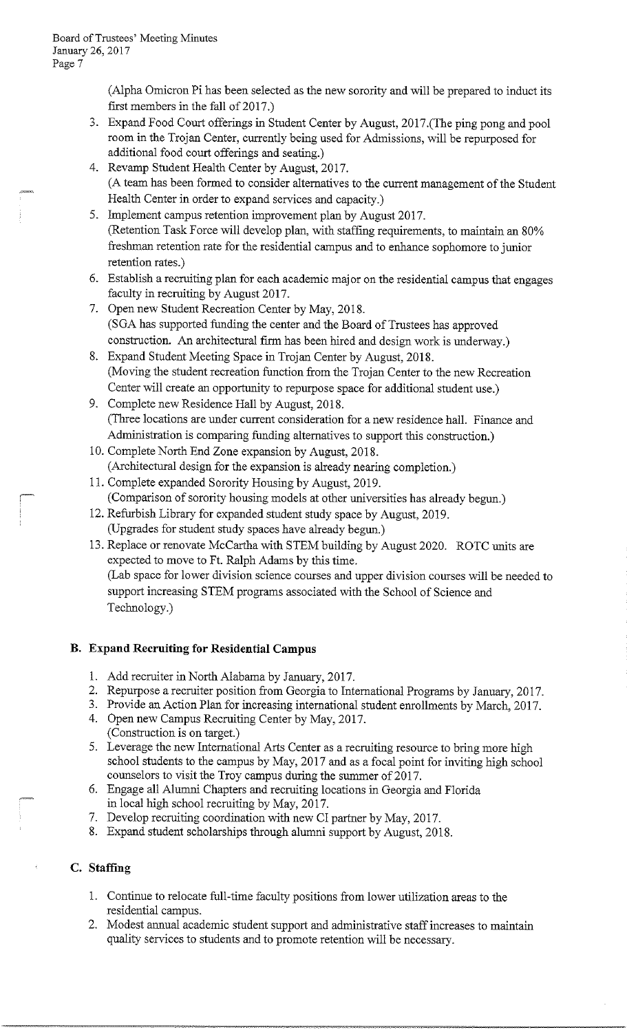(Alpha Omicron Pi has been selected as the new sorority and will be prepared to induct its first members in the fall of 2017.)

3. Expand Food Court offerings in Student Center by August, 2017.(The ping pong and pool room in the Trojan Center, currently being used for Admissions, will be repurposed for additional food court offerings and seating.)
4. Revamp Student Health Center by August, 2017.
(A team has been formed to consider alternatives to the current management of the Student Health Center in order to expand services and capacity.)
5. Implement campus retention improvement plan by August 2017.
(Retention Task Force will develop plan, with staffing requirements, to maintain an 80% freshman retention rate for the residential campus and to enhance sophomore to junior retention rates.)
6. Establish a recruiting plan for each academic major on the residential campus that engages faculty in recruiting by August 2017.
7. Open new Student Recreation Center by May, 2018.
(SGA has supported funding the center and the Board of Trustees has approved construction. An architectural firm has been hired and design work is underway.)
8. Expand Student Meeting Space in Trojan Center by August, 2018.
(Moving the student recreation function from the Trojan Center to the new Recreation Center will create an opportunity to repurpose space for additional student use.)
9. Complete new Residence Hall by August, 2018.
(Three locations are under current consideration for a new residence hall. Finance and Administration is comparing funding alternatives to support this construction.)
10. Complete North End Zone expansion by August, 2018.
(Architectural design for the expansion is already nearing completion.)
11. Complete expanded Sorority Housing by August, 2019.
(Comparison of sorority housing models at other universities has already begun.)
12. Refurbish Library for expanded student study space by August, 2019.
(Upgrades for student study spaces have already begun.)
13. Replace or renovate McCartha with STEM building by August 2020. ROTC units are expected to move to Ft. Ralph Adams by this time.
(Lab space for lower division science courses and upper division courses will be needed to support increasing STEM programs associated with the School of Science and Technology.)

### B. Expand Recruiting for Residential Campus

1. Add recruiter in North Alabama by January, 2017.
2. Repurpose a recruiter position from Georgia to International Programs by January, 2017.
3. Provide an Action Plan for increasing international student enrollments by March, 2017.
4. Open new Campus Recruiting Center by May, 2017.
(Construction is on target.)
5. Leverage the new International Arts Center as a recruiting resource to bring more high school students to the campus by May, 2017 and as a focal point for inviting high school counselors to visit the Troy campus during the summer of 2017.
6. Engage all Alumni Chapters and recruiting locations in Georgia and Florida in local high school recruiting by May, 2017.
7. Develop recruiting coordination with new CI partner by May, 2017.
8. Expand student scholarships through alumni support by August, 2018.

### C. Staffing

1. Continue to relocate full-time faculty positions from lower utilization areas to the residential campus.
2. Modest annual academic student support and administrative staff increases to maintain quality services to students and to promote retention will be necessary.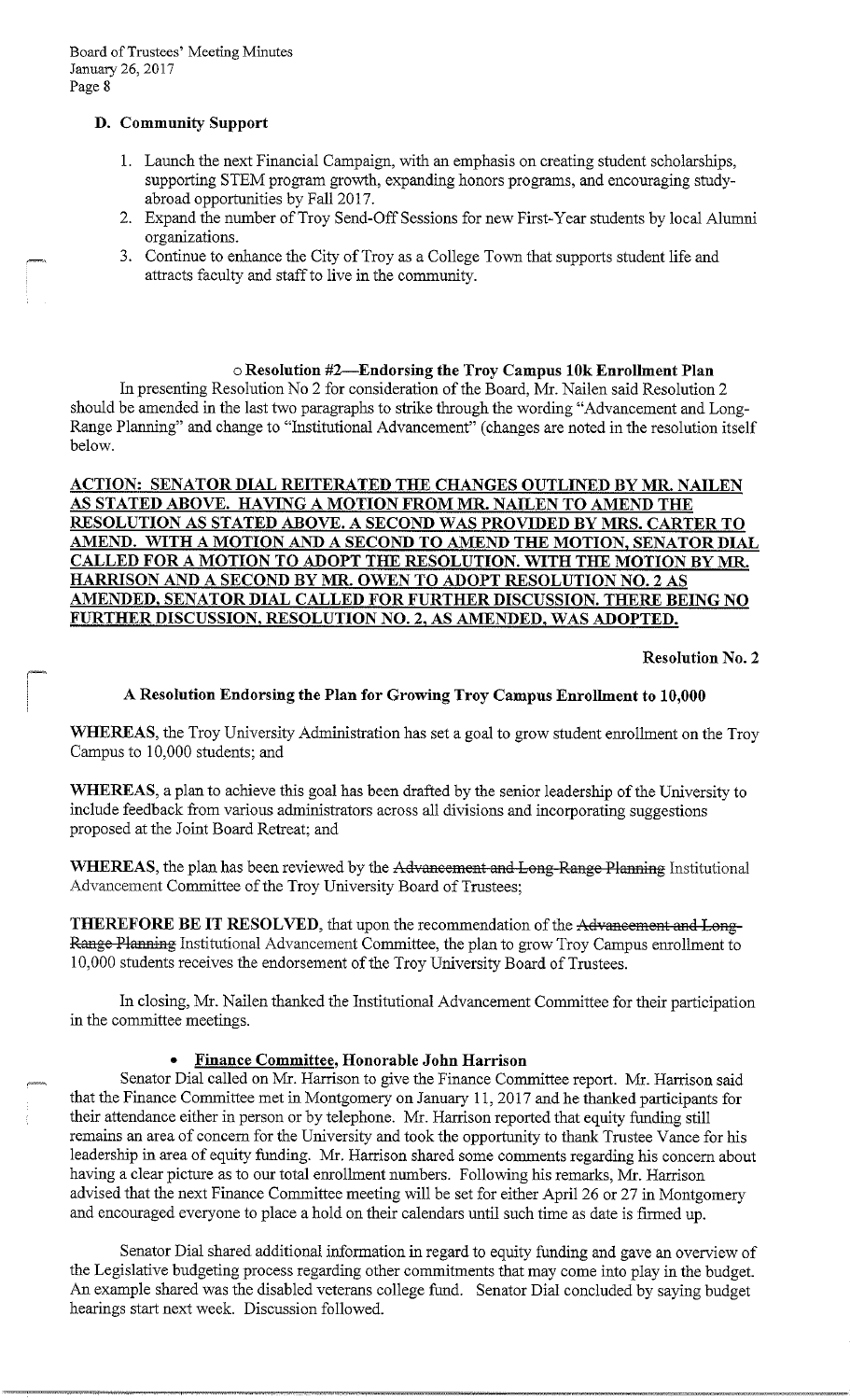**D. Community Support**

1. Launch the next Financial Campaign, with an emphasis on creating student scholarships, supporting STEM program growth, expanding honors programs, and encouraging study-abroad opportunities by Fall 2017.
2. Expand the number of Troy Send-Off Sessions for new First-Year students by local Alumni organizations.
3. Continue to enhance the City of Troy as a College Town that supports student life and attracts faculty and staff to live in the community.

**o Resolution #2—Endorsing the Troy Campus 10k Enrollment Plan**

In presenting Resolution No 2 for consideration of the Board, Mr. Nailen said Resolution 2 should be amended in the last two paragraphs to strike through the wording "Advancement and Long-Range Planning" and change to "Institutional Advancement" (changes are noted in the resolution itself below.

**ACTION: SENATOR DIAL REITERATED THE CHANGES OUTLINED BY MR. NAILEN AS STATED ABOVE. HAVING A MOTION FROM MR. NAILEN TO AMEND THE RESOLUTION AS STATED ABOVE. A SECOND WAS PROVIDED BY MRS. CARTER TO AMEND. WITH A MOTION AND A SECOND TO AMEND THE MOTION, SENATOR DIAL CALLED FOR A MOTION TO ADOPT THE RESOLUTION. WITH THE MOTION BY MR. HARRISON AND A SECOND BY MR. OWEN TO ADOPT RESOLUTION NO. 2 AS AMENDED, SENATOR DIAL CALLED FOR FURTHER DISCUSSION. THERE BEING NO FURTHER DISCUSSION, RESOLUTION NO. 2, AS AMENDED, WAS ADOPTED.**

**Resolution No. 2**

**A Resolution Endorsing the Plan for Growing Troy Campus Enrollment to 10,000**

**WHEREAS**, the Troy University Administration has set a goal to grow student enrollment on the Troy Campus to 10,000 students; and

**WHEREAS**, a plan to achieve this goal has been drafted by the senior leadership of the University to include feedback from various administrators across all divisions and incorporating suggestions proposed at the Joint Board Retreat; and

**WHEREAS**, the plan has been reviewed by the ~~Advancement and Long-Range Planning~~ Institutional Advancement Committee of the Troy University Board of Trustees;

**THEREFORE BE IT RESOLVED**, that upon the recommendation of the ~~Advancement and Long-Range Planning~~ Institutional Advancement Committee, the plan to grow Troy Campus enrollment to 10,000 students receives the endorsement of the Troy University Board of Trustees.

In closing, Mr. Nailen thanked the Institutional Advancement Committee for their participation in the committee meetings.

- **Finance Committee, Honorable John Harrison**

Senator Dial called on Mr. Harrison to give the Finance Committee report. Mr. Harrison said that the Finance Committee met in Montgomery on January 11, 2017 and he thanked participants for their attendance either in person or by telephone. Mr. Harrison reported that equity funding still remains an area of concern for the University and took the opportunity to thank Trustee Vance for his leadership in area of equity funding. Mr. Harrison shared some comments regarding his concern about having a clear picture as to our total enrollment numbers. Following his remarks, Mr. Harrison advised that the next Finance Committee meeting will be set for either April 26 or 27 in Montgomery and encouraged everyone to place a hold on their calendars until such time as date is firmed up.

Senator Dial shared additional information in regard to equity funding and gave an overview of the Legislative budgeting process regarding other commitments that may come into play in the budget. An example shared was the disabled veterans college fund. Senator Dial concluded by saying budget hearings start next week. Discussion followed.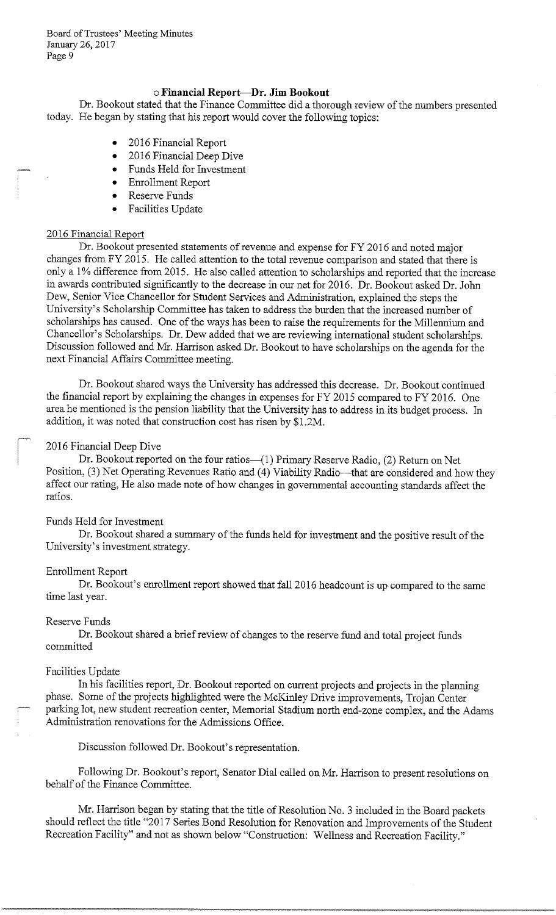### ○ Financial Report—Dr. Jim Bookout

Dr. Bookout stated that the Finance Committee did a thorough review of the numbers presented today. He began by stating that his report would cover the following topics:

- 2016 Financial Report
- 2016 Financial Deep Dive
- Funds Held for Investment
- Enrollment Report
- Reserve Funds
- Facilities Update

2016 Financial Report

Dr. Bookout presented statements of revenue and expense for FY 2016 and noted major changes from FY 2015. He called attention to the total revenue comparison and stated that there is only a 1% difference from 2015. He also called attention to scholarships and reported that the increase in awards contributed significantly to the decrease in our net for 2016. Dr. Bookout asked Dr. John Dew, Senior Vice Chancellor for Student Services and Administration, explained the steps the University's Scholarship Committee has taken to address the burden that the increased number of scholarships has caused. One of the ways has been to raise the requirements for the Millennium and Chancellor's Scholarships. Dr. Dew added that we are reviewing international student scholarships. Discussion followed and Mr. Harrison asked Dr. Bookout to have scholarships on the agenda for the next Financial Affairs Committee meeting.

Dr. Bookout shared ways the University has addressed this decrease. Dr. Bookout continued the financial report by explaining the changes in expenses for FY 2015 compared to FY 2016. One area he mentioned is the pension liability that the University has to address in its budget process. In addition, it was noted that construction cost has risen by $1.2M.

2016 Financial Deep Dive

Dr. Bookout reported on the four ratios—(1) Primary Reserve Radio, (2) Return on Net Position, (3) Net Operating Revenues Ratio and (4) Viability Radio—that are considered and how they affect our rating, He also made note of how changes in governmental accounting standards affect the ratios.

Funds Held for Investment

Dr. Bookout shared a summary of the funds held for investment and the positive result of the University's investment strategy.

Enrollment Report

Dr. Bookout's enrollment report showed that fall 2016 headcount is up compared to the same time last year.

Reserve Funds

Dr. Bookout shared a brief review of changes to the reserve fund and total project funds committed

Facilities Update

In his facilities report, Dr. Bookout reported on current projects and projects in the planning phase. Some of the projects highlighted were the McKinley Drive improvements, Trojan Center parking lot, new student recreation center, Memorial Stadium north end-zone complex, and the Adams Administration renovations for the Admissions Office.

Discussion followed Dr. Bookout's representation.

Following Dr. Bookout's report, Senator Dial called on Mr. Harrison to present resolutions on behalf of the Finance Committee.

Mr. Harrison began by stating that the title of Resolution No. 3 included in the Board packets should reflect the title "2017 Series Bond Resolution for Renovation and Improvements of the Student Recreation Facility" and not as shown below "Construction: Wellness and Recreation Facility."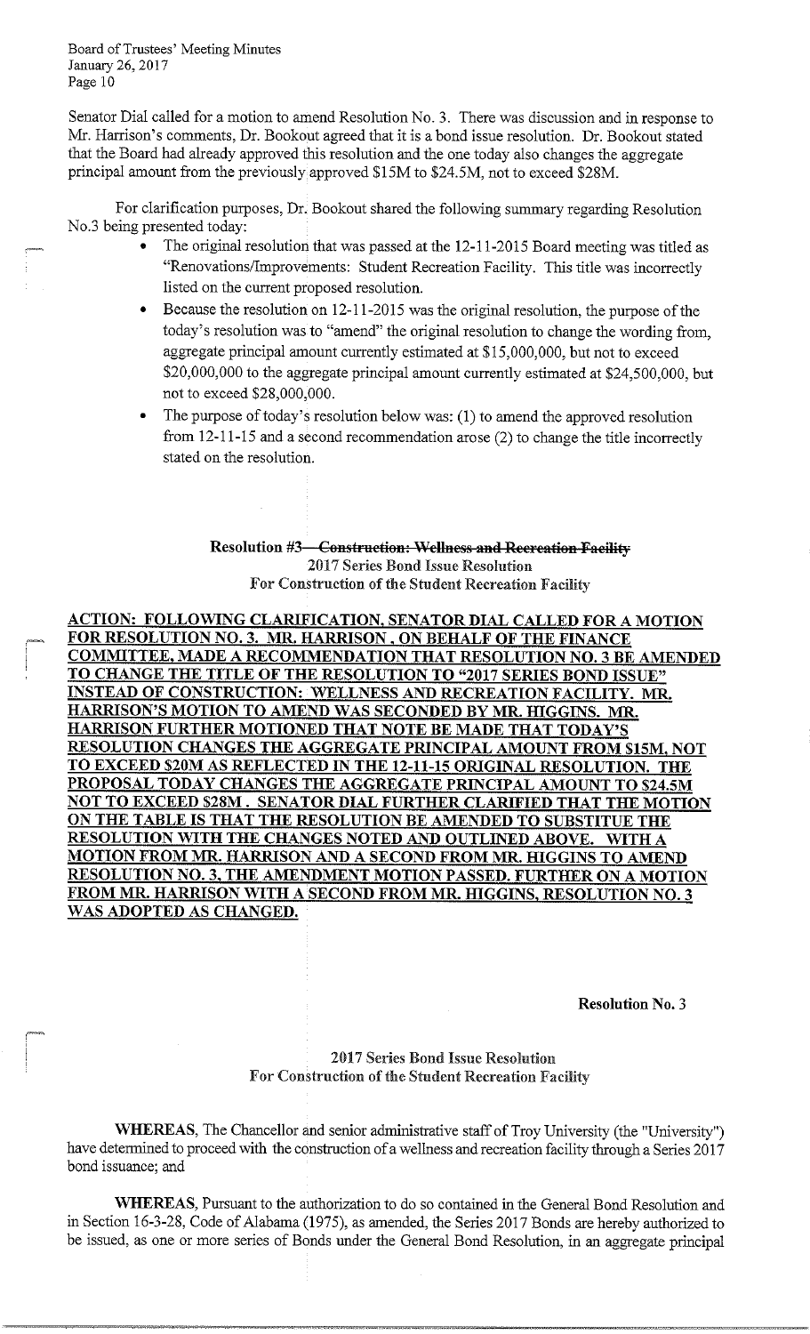Senator Dial called for a motion to amend Resolution No. 3. There was discussion and in response to Mr. Harrison's comments, Dr. Bookout agreed that it is a bond issue resolution. Dr. Bookout stated that the Board had already approved this resolution and the one today also changes the aggregate principal amount from the previously approved $15M to $24.5M, not to exceed $28M.

For clarification purposes, Dr. Bookout shared the following summary regarding Resolution No.3 being presented today:

- The original resolution that was passed at the 12-11-2015 Board meeting was titled as "Renovations/Improvements: Student Recreation Facility. This title was incorrectly listed on the current proposed resolution.
- Because the resolution on 12-11-2015 was the original resolution, the purpose of the today's resolution was to "amend" the original resolution to change the wording from, aggregate principal amount currently estimated at $15,000,000, but not to exceed $20,000,000 to the aggregate principal amount currently estimated at $24,500,000, but not to exceed $28,000,000.
- The purpose of today's resolution below was: (1) to amend the approved resolution from 12-11-15 and a second recommendation arose (2) to change the title incorrectly stated on the resolution.

**Resolution #3 ~~Construction: Wellness and Recreation Facility~~**
**2017 Series Bond Issue Resolution**
**For Construction of the Student Recreation Facility**

**ACTION: FOLLOWING CLARIFICATION, SENATOR DIAL CALLED FOR A MOTION FOR RESOLUTION NO. 3. MR. HARRISON, ON BEHALF OF THE FINANCE COMMITTEE, MADE A RECOMMENDATION THAT RESOLUTION NO. 3 BE AMENDED TO CHANGE THE TITLE OF THE RESOLUTION TO "2017 SERIES BOND ISSUE" INSTEAD OF CONSTRUCTION: WELLNESS AND RECREATION FACILITY. MR. HARRISON'S MOTION TO AMEND WAS SECONDED BY MR. HIGGINS. MR. HARRISON FURTHER MOTIONED THAT NOTE BE MADE THAT TODAY'S RESOLUTION CHANGES THE AGGREGATE PRINCIPAL AMOUNT FROM $15M, NOT TO EXCEED $20M AS REFLECTED IN THE 12-11-15 ORIGINAL RESOLUTION. THE PROPOSAL TODAY CHANGES THE AGGREGATE PRINCIPAL AMOUNT TO $24.5M NOT TO EXCEED $28M. SENATOR DIAL FURTHER CLARIFIED THAT THE MOTION ON THE TABLE IS THAT THE RESOLUTION BE AMENDED TO SUBSTITUE THE RESOLUTION WITH THE CHANGES NOTED AND OUTLINED ABOVE. WITH A MOTION FROM MR. HARRISON AND A SECOND FROM MR. HIGGINS TO AMEND RESOLUTION NO. 3, THE AMENDMENT MOTION PASSED. FURTHER ON A MOTION FROM MR. HARRISON WITH A SECOND FROM MR. HIGGINS, RESOLUTION NO. 3 WAS ADOPTED AS CHANGED.**

**Resolution No. 3**

**2017 Series Bond Issue Resolution**
**For Construction of the Student Recreation Facility**

**WHEREAS**, The Chancellor and senior administrative staff of Troy University (the "University") have determined to proceed with the construction of a wellness and recreation facility through a Series 2017 bond issuance; and

**WHEREAS**, Pursuant to the authorization to do so contained in the General Bond Resolution and in Section 16-3-28, Code of Alabama (1975), as amended, the Series 2017 Bonds are hereby authorized to be issued, as one or more series of Bonds under the General Bond Resolution, in an aggregate principal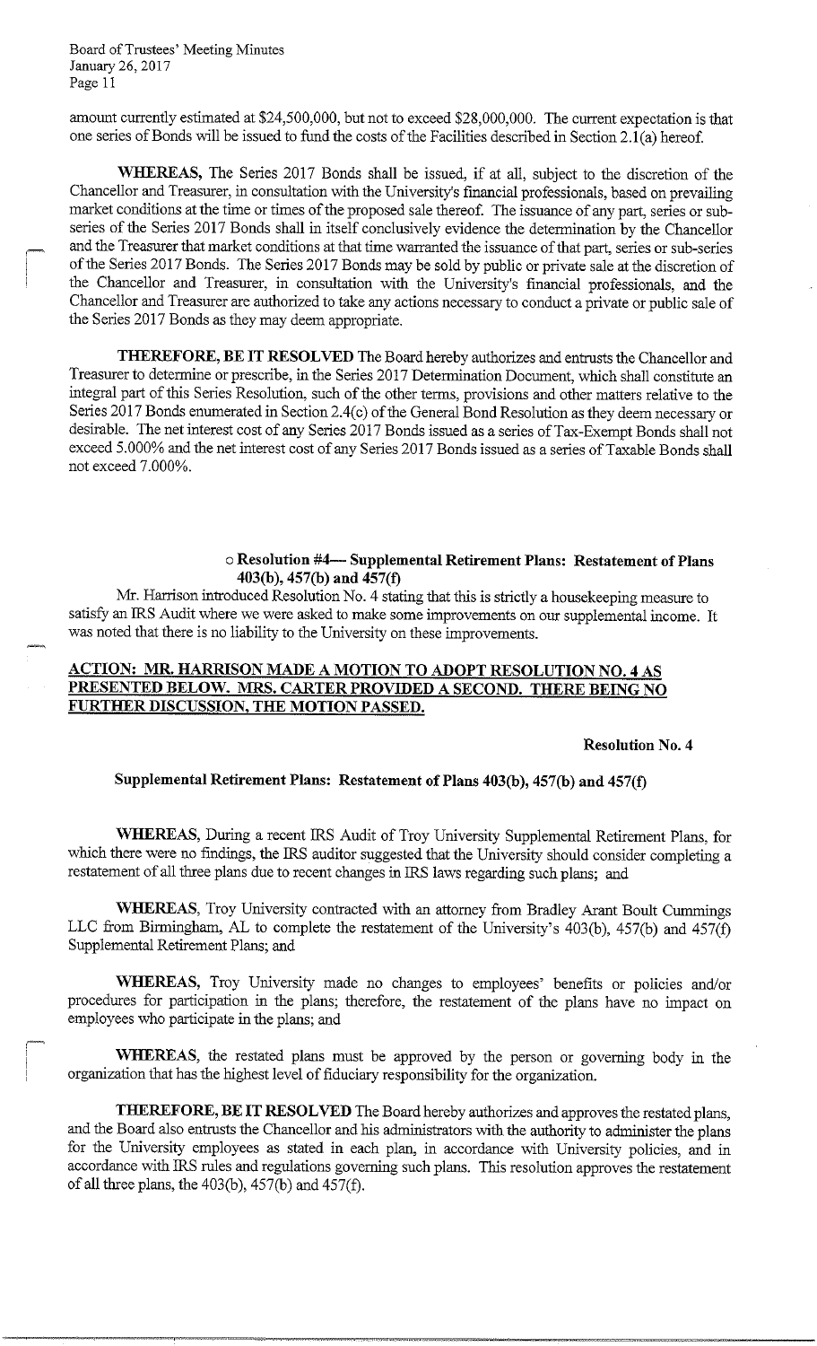amount currently estimated at $24,500,000, but not to exceed $28,000,000. The current expectation is that one series of Bonds will be issued to fund the costs of the Facilities described in Section 2.1(a) hereof.

**WHEREAS,** The Series 2017 Bonds shall be issued, if at all, subject to the discretion of the Chancellor and Treasurer, in consultation with the University's financial professionals, based on prevailing market conditions at the time or times of the proposed sale thereof. The issuance of any part, series or sub-series of the Series 2017 Bonds shall in itself conclusively evidence the determination by the Chancellor and the Treasurer that market conditions at that time warranted the issuance of that part, series or sub-series of the Series 2017 Bonds. The Series 2017 Bonds may be sold by public or private sale at the discretion of the Chancellor and Treasurer, in consultation with the University's financial professionals, and the Chancellor and Treasurer are authorized to take any actions necessary to conduct a private or public sale of the Series 2017 Bonds as they may deem appropriate.

**THEREFORE, BE IT RESOLVED** The Board hereby authorizes and entrusts the Chancellor and Treasurer to determine or prescribe, in the Series 2017 Determination Document, which shall constitute an integral part of this Series Resolution, such of the other terms, provisions and other matters relative to the Series 2017 Bonds enumerated in Section 2.4(c) of the General Bond Resolution as they deem necessary or desirable. The net interest cost of any Series 2017 Bonds issued as a series of Tax-Exempt Bonds shall not exceed 5.000% and the net interest cost of any Series 2017 Bonds issued as a series of Taxable Bonds shall not exceed 7.000%.

- **Resolution #4— Supplemental Retirement Plans: Restatement of Plans 403(b), 457(b) and 457(f)**

Mr. Harrison introduced Resolution No. 4 stating that this is strictly a housekeeping measure to satisfy an IRS Audit where we were asked to make some improvements on our supplemental income. It was noted that there is no liability to the University on these improvements.

**ACTION: MR. HARRISON MADE A MOTION TO ADOPT RESOLUTION NO. 4 AS PRESENTED BELOW. MRS. CARTER PROVIDED A SECOND. THERE BEING NO FURTHER DISCUSSION, THE MOTION PASSED.**

**Resolution No. 4**

**Supplemental Retirement Plans: Restatement of Plans 403(b), 457(b) and 457(f)**

**WHEREAS,** During a recent IRS Audit of Troy University Supplemental Retirement Plans, for which there were no findings, the IRS auditor suggested that the University should consider completing a restatement of all three plans due to recent changes in IRS laws regarding such plans; and

**WHEREAS,** Troy University contracted with an attorney from Bradley Arant Boult Cummings LLC from Birmingham, AL to complete the restatement of the University's 403(b), 457(b) and 457(f) Supplemental Retirement Plans; and

**WHEREAS,** Troy University made no changes to employees' benefits or policies and/or procedures for participation in the plans; therefore, the restatement of the plans have no impact on employees who participate in the plans; and

**WHEREAS,** the restated plans must be approved by the person or governing body in the organization that has the highest level of fiduciary responsibility for the organization.

**THEREFORE, BE IT RESOLVED** The Board hereby authorizes and approves the restated plans, and the Board also entrusts the Chancellor and his administrators with the authority to administer the plans for the University employees as stated in each plan, in accordance with University policies, and in accordance with IRS rules and regulations governing such plans. This resolution approves the restatement of all three plans, the 403(b), 457(b) and 457(f).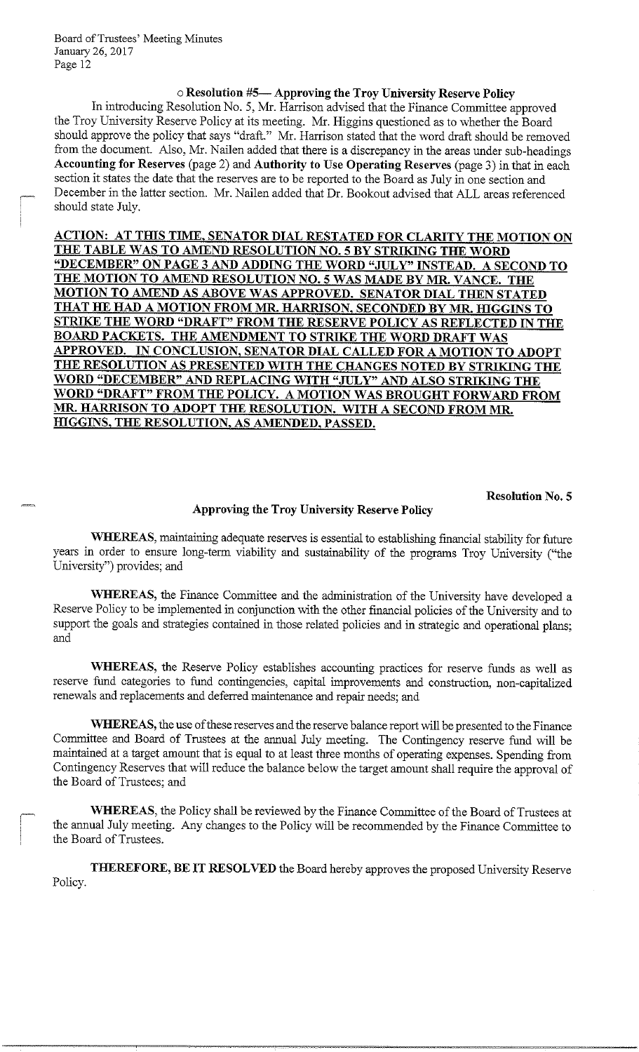○ **Resolution #5— Approving the Troy University Reserve Policy**

In introducing Resolution No. 5, Mr. Harrison advised that the Finance Committee approved the Troy University Reserve Policy at its meeting. Mr. Higgins questioned as to whether the Board should approve the policy that says "draft." Mr. Harrison stated that the word draft should be removed from the document. Also, Mr. Nailen added that there is a discrepancy in the areas under sub-headings **Accounting for Reserves** (page 2) and **Authority to Use Operating Reserves** (page 3) in that in each section it states the date that the reserves are to be reported to the Board as July in one section and December in the latter section. Mr. Nailen added that Dr. Bookout advised that ALL areas referenced should state July.

**ACTION: AT THIS TIME, SENATOR DIAL RESTATED FOR CLARITY THE MOTION ON THE TABLE WAS TO AMEND RESOLUTION NO. 5 BY STRIKING THE WORD "DECEMBER" ON PAGE 3 AND ADDING THE WORD "JULY" INSTEAD. A SECOND TO THE MOTION TO AMEND RESOLUTION NO. 5 WAS MADE BY MR. VANCE. THE MOTION TO AMEND AS ABOVE WAS APPROVED. SENATOR DIAL THEN STATED THAT HE HAD A MOTION FROM MR. HARRISON, SECONDED BY MR. HIGGINS TO STRIKE THE WORD "DRAFT" FROM THE RESERVE POLICY AS REFLECTED IN THE BOARD PACKETS. THE AMENDMENT TO STRIKE THE WORD DRAFT WAS APPROVED. IN CONCLUSION, SENATOR DIAL CALLED FOR A MOTION TO ADOPT THE RESOLUTION AS PRESENTED WITH THE CHANGES NOTED BY STRIKING THE WORD "DECEMBER" AND REPLACING WITH "JULY" AND ALSO STRIKING THE WORD "DRAFT" FROM THE POLICY. A MOTION WAS BROUGHT FORWARD FROM MR. HARRISON TO ADOPT THE RESOLUTION. WITH A SECOND FROM MR. HIGGINS, THE RESOLUTION, AS AMENDED, PASSED.**

**Resolution No. 5**

**Approving the Troy University Reserve Policy**

**WHEREAS,** maintaining adequate reserves is essential to establishing financial stability for future years in order to ensure long-term viability and sustainability of the programs Troy University ("the University") provides; and

**WHEREAS,** the Finance Committee and the administration of the University have developed a Reserve Policy to be implemented in conjunction with the other financial policies of the University and to support the goals and strategies contained in those related policies and in strategic and operational plans; and

**WHEREAS,** the Reserve Policy establishes accounting practices for reserve funds as well as reserve fund categories to fund contingencies, capital improvements and construction, non-capitalized renewals and replacements and deferred maintenance and repair needs; and

**WHEREAS,** the use of these reserves and the reserve balance report will be presented to the Finance Committee and Board of Trustees at the annual July meeting. The Contingency reserve fund will be maintained at a target amount that is equal to at least three months of operating expenses. Spending from Contingency Reserves that will reduce the balance below the target amount shall require the approval of the Board of Trustees; and

**WHEREAS,** the Policy shall be reviewed by the Finance Committee of the Board of Trustees at the annual July meeting. Any changes to the Policy will be recommended by the Finance Committee to the Board of Trustees.

**THEREFORE, BE IT RESOLVED** the Board hereby approves the proposed University Reserve Policy.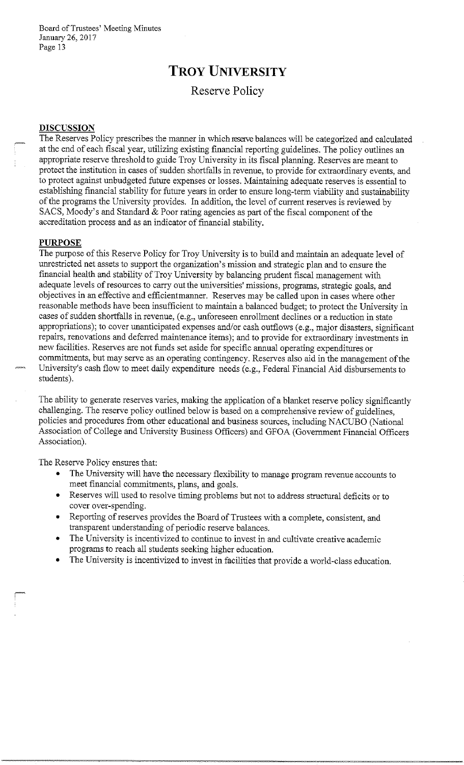# TROY UNIVERSITY

## Reserve Policy

### DISCUSSION

The Reserves Policy prescribes the manner in which reserve balances will be categorized and calculated at the end of each fiscal year, utilizing existing financial reporting guidelines. The policy outlines an appropriate reserve threshold to guide Troy University in its fiscal planning. Reserves are meant to protect the institution in cases of sudden shortfalls in revenue, to provide for extraordinary events, and to protect against unbudgeted future expenses or losses. Maintaining adequate reserves is essential to establishing financial stability for future years in order to ensure long-term viability and sustainability of the programs the University provides. In addition, the level of current reserves is reviewed by SACS, Moody's and Standard & Poor rating agencies as part of the fiscal component of the accreditation process and as an indicator of financial stability.

### PURPOSE

The purpose of this Reserve Policy for Troy University is to build and maintain an adequate level of unrestricted net assets to support the organization's mission and strategic plan and to ensure the financial health and stability of Troy University by balancing prudent fiscal management with adequate levels of resources to carry out the universities' missions, programs, strategic goals, and objectives in an effective and efficientmanner. Reserves may be called upon in cases where other reasonable methods have been insufficient to maintain a balanced budget; to protect the University in cases of sudden shortfalls in revenue, (e.g., unforeseen enrollment declines or a reduction in state appropriations); to cover unanticipated expenses and/or cash outflows (e.g., major disasters, significant repairs, renovations and deferred maintenance items); and to provide for extraordinary investments in new facilities. Reserves are not funds set aside for specific annual operating expenditures or commitments, but may serve as an operating contingency. Reserves also aid in the management of the University's cash flow to meet daily expenditure needs (e.g., Federal Financial Aid disbursements to students).

The ability to generate reserves varies, making the application of a blanket reserve policy significantly challenging. The reserve policy outlined below is based on a comprehensive review of guidelines, policies and procedures from other educational and business sources, including NACUBO (National Association of College and University Business Officers) and GFOA (Government Financial Officers Association).

The Reserve Policy ensures that:

- The University will have the necessary flexibility to manage program revenue accounts to meet financial commitments, plans, and goals.
- Reserves will used to resolve timing problems but not to address structural deficits or to cover over-spending.
- Reporting of reserves provides the Board of Trustees with a complete, consistent, and transparent understanding of periodic reserve balances.
- The University is incentivized to continue to invest in and cultivate creative academic programs to reach all students seeking higher education.
- The University is incentivized to invest in facilities that provide a world-class education.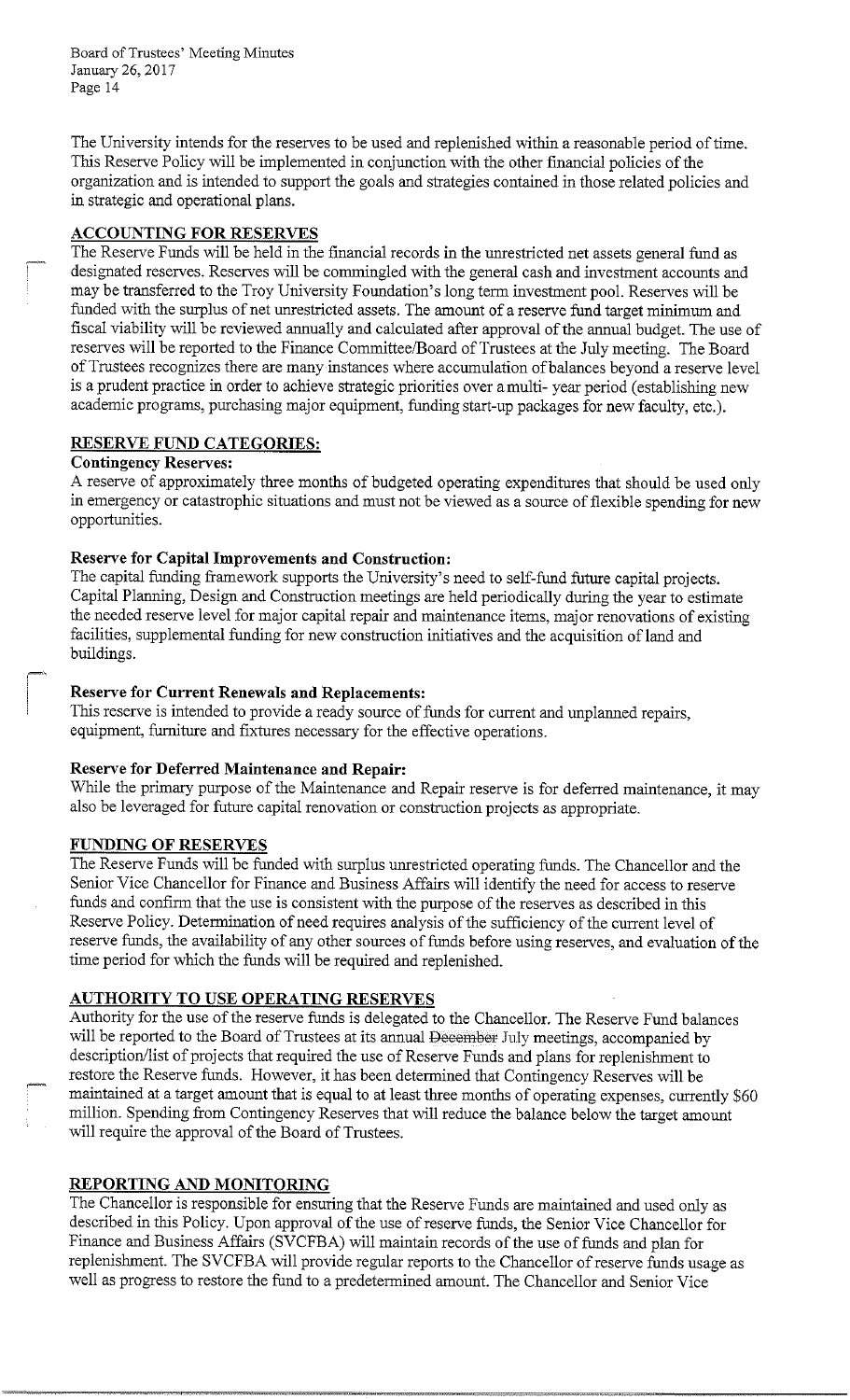The University intends for the reserves to be used and replenished within a reasonable period of time. This Reserve Policy will be implemented in conjunction with the other financial policies of the organization and is intended to support the goals and strategies contained in those related policies and in strategic and operational plans.

## ACCOUNTING FOR RESERVES

The Reserve Funds will be held in the financial records in the unrestricted net assets general fund as designated reserves. Reserves will be commingled with the general cash and investment accounts and may be transferred to the Troy University Foundation's long term investment pool. Reserves will be funded with the surplus of net unrestricted assets. The amount of a reserve fund target minimum and fiscal viability will be reviewed annually and calculated after approval of the annual budget. The use of reserves will be reported to the Finance Committee/Board of Trustees at the July meeting. The Board of Trustees recognizes there are many instances where accumulation of balances beyond a reserve level is a prudent practice in order to achieve strategic priorities over a multi- year period (establishing new academic programs, purchasing major equipment, funding start-up packages for new faculty, etc.).

## RESERVE FUND CATEGORIES:

**Contingency Reserves:**
A reserve of approximately three months of budgeted operating expenditures that should be used only in emergency or catastrophic situations and must not be viewed as a source of flexible spending for new opportunities.

**Reserve for Capital Improvements and Construction:**
The capital funding framework supports the University's need to self-fund future capital projects. Capital Planning, Design and Construction meetings are held periodically during the year to estimate the needed reserve level for major capital repair and maintenance items, major renovations of existing facilities, supplemental funding for new construction initiatives and the acquisition of land and buildings.

**Reserve for Current Renewals and Replacements:**
This reserve is intended to provide a ready source of funds for current and unplanned repairs, equipment, furniture and fixtures necessary for the effective operations.

**Reserve for Deferred Maintenance and Repair:**
While the primary purpose of the Maintenance and Repair reserve is for deferred maintenance, it may also be leveraged for future capital renovation or construction projects as appropriate.

## FUNDING OF RESERVES

The Reserve Funds will be funded with surplus unrestricted operating funds. The Chancellor and the Senior Vice Chancellor for Finance and Business Affairs will identify the need for access to reserve funds and confirm that the use is consistent with the purpose of the reserves as described in this Reserve Policy. Determination of need requires analysis of the sufficiency of the current level of reserve funds, the availability of any other sources of funds before using reserves, and evaluation of the time period for which the funds will be required and replenished.

## AUTHORITY TO USE OPERATING RESERVES

Authority for the use of the reserve funds is delegated to the Chancellor. The Reserve Fund balances will be reported to the Board of Trustees at its annual ~~December~~ July meetings, accompanied by description/list of projects that required the use of Reserve Funds and plans for replenishment to restore the Reserve funds. However, it has been determined that Contingency Reserves will be maintained at a target amount that is equal to at least three months of operating expenses, currently $60 million. Spending from Contingency Reserves that will reduce the balance below the target amount will require the approval of the Board of Trustees.

## REPORTING AND MONITORING

The Chancellor is responsible for ensuring that the Reserve Funds are maintained and used only as described in this Policy. Upon approval of the use of reserve funds, the Senior Vice Chancellor for Finance and Business Affairs (SVCFBA) will maintain records of the use of funds and plan for replenishment. The SVCFBA will provide regular reports to the Chancellor of reserve funds usage as well as progress to restore the fund to a predetermined amount. The Chancellor and Senior Vice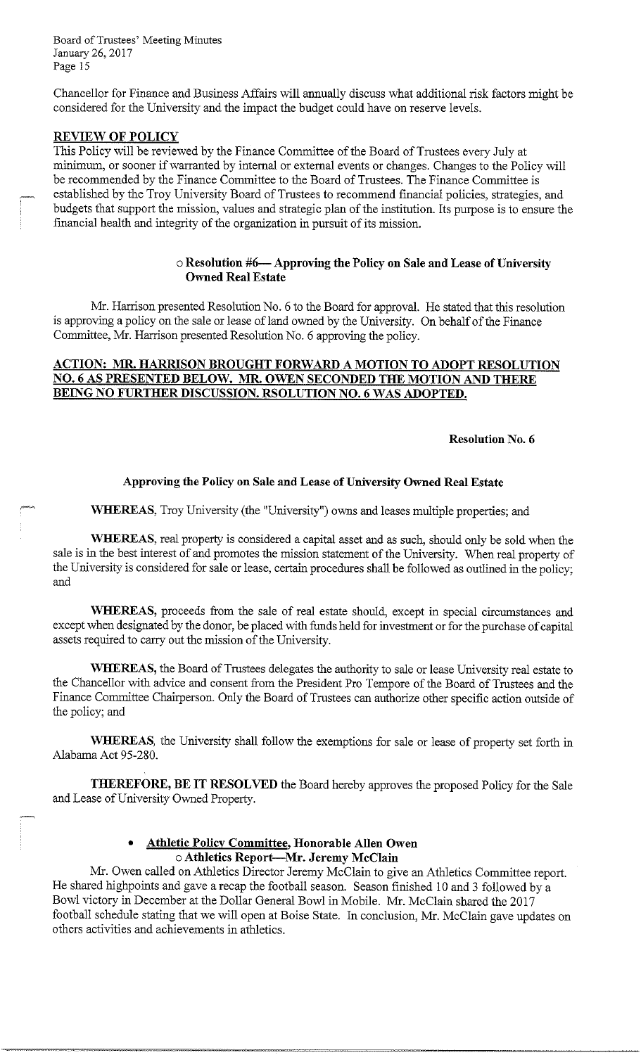Chancellor for Finance and Business Affairs will annually discuss what additional risk factors might be considered for the University and the impact the budget could have on reserve levels.

**REVIEW OF POLICY**

This Policy will be reviewed by the Finance Committee of the Board of Trustees every July at minimum, or sooner if warranted by internal or external events or changes. Changes to the Policy will be recommended by the Finance Committee to the Board of Trustees. The Finance Committee is established by the Troy University Board of Trustees to recommend financial policies, strategies, and budgets that support the mission, values and strategic plan of the institution. Its purpose is to ensure the financial health and integrity of the organization in pursuit of its mission.

- **Resolution #6— Approving the Policy on Sale and Lease of University Owned Real Estate**

Mr. Harrison presented Resolution No. 6 to the Board for approval. He stated that this resolution is approving a policy on the sale or lease of land owned by the University. On behalf of the Finance Committee, Mr. Harrison presented Resolution No. 6 approving the policy.

**ACTION: MR. HARRISON BROUGHT FORWARD A MOTION TO ADOPT RESOLUTION NO. 6 AS PRESENTED BELOW. MR. OWEN SECONDED THE MOTION AND THERE BEING NO FURTHER DISCUSSION, RSOLUTION NO. 6 WAS ADOPTED.**

**Resolution No. 6**

**Approving the Policy on Sale and Lease of University Owned Real Estate**

**WHEREAS**, Troy University (the "University") owns and leases multiple properties; and

**WHEREAS**, real property is considered a capital asset and as such, should only be sold when the sale is in the best interest of and promotes the mission statement of the University. When real property of the University is considered for sale or lease, certain procedures shall be followed as outlined in the policy; and

**WHEREAS**, proceeds from the sale of real estate should, except in special circumstances and except when designated by the donor, be placed with funds held for investment or for the purchase of capital assets required to carry out the mission of the University.

**WHEREAS**, the Board of Trustees delegates the authority to sale or lease University real estate to the Chancellor with advice and consent from the President Pro Tempore of the Board of Trustees and the Finance Committee Chairperson. Only the Board of Trustees can authorize other specific action outside of the policy; and

**WHEREAS**, the University shall follow the exemptions for sale or lease of property set forth in Alabama Act 95-280.

**THEREFORE, BE IT RESOLVED** the Board hereby approves the proposed Policy for the Sale and Lease of University Owned Property.

- **Athletic Policy Committee, Honorable Allen Owen**
  - **Athletics Report—Mr. Jeremy McClain**

Mr. Owen called on Athletics Director Jeremy McClain to give an Athletics Committee report. He shared highpoints and gave a recap the football season. Season finished 10 and 3 followed by a Bowl victory in December at the Dollar General Bowl in Mobile. Mr. McClain shared the 2017 football schedule stating that we will open at Boise State. In conclusion, Mr. McClain gave updates on others activities and achievements in athletics.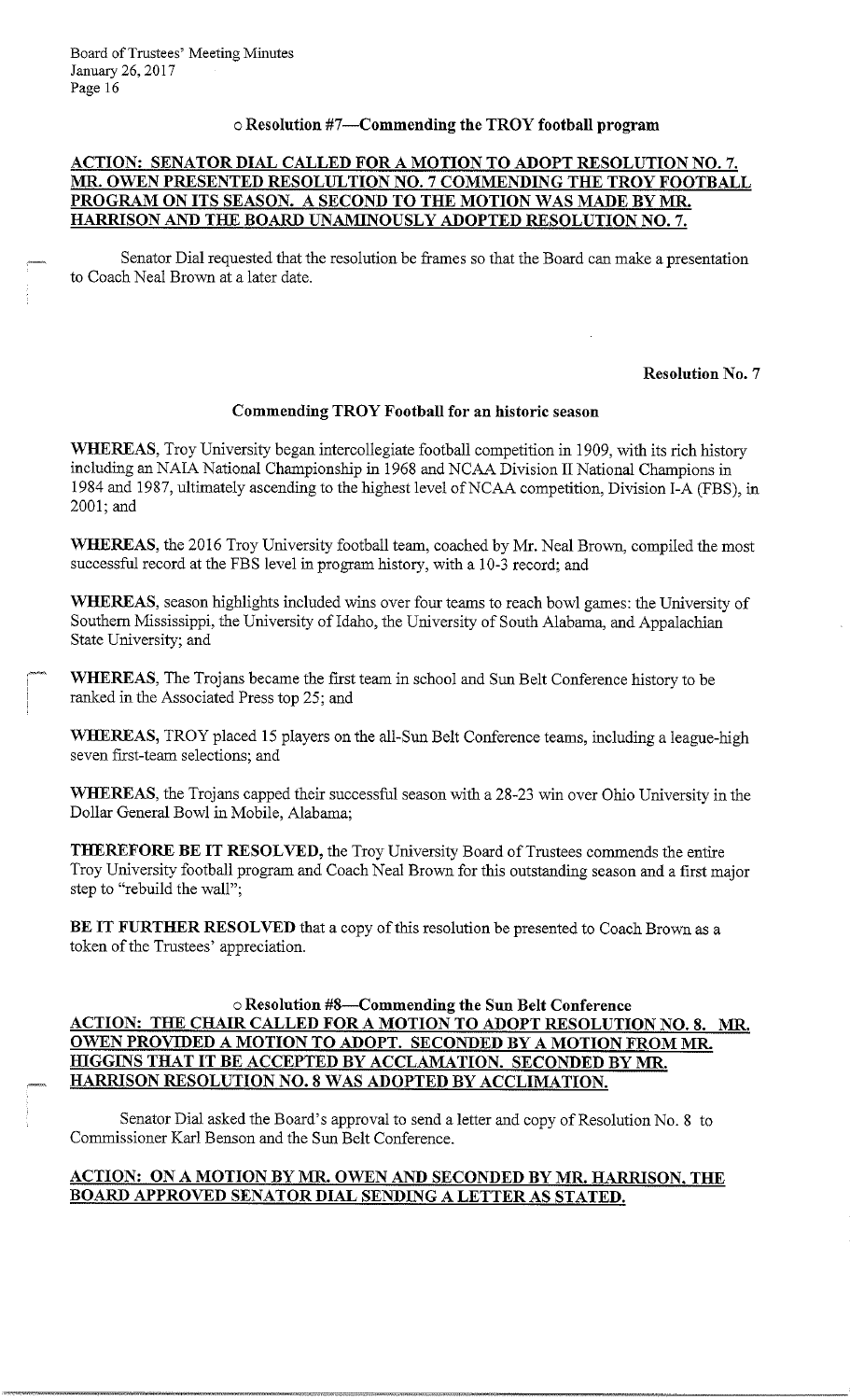○ **Resolution #7—Commending the TROY football program**

**ACTION: SENATOR DIAL CALLED FOR A MOTION TO ADOPT RESOLUTION NO. 7. MR. OWEN PRESENTED RESOLULTION NO. 7 COMMENDING THE TROY FOOTBALL PROGRAM ON ITS SEASON. A SECOND TO THE MOTION WAS MADE BY MR. HARRISON AND THE BOARD UNAMINOUSLY ADOPTED RESOLUTION NO. 7.**

Senator Dial requested that the resolution be frames so that the Board can make a presentation to Coach Neal Brown at a later date.

**Resolution No. 7**

**Commending TROY Football for an historic season**

**WHEREAS,** Troy University began intercollegiate football competition in 1909, with its rich history including an NAIA National Championship in 1968 and NCAA Division II National Champions in 1984 and 1987, ultimately ascending to the highest level of NCAA competition, Division I-A (FBS), in 2001; and

**WHEREAS,** the 2016 Troy University football team, coached by Mr. Neal Brown, compiled the most successful record at the FBS level in program history, with a 10-3 record; and

**WHEREAS,** season highlights included wins over four teams to reach bowl games: the University of Southern Mississippi, the University of Idaho, the University of South Alabama, and Appalachian State University; and

**WHEREAS,** The Trojans became the first team in school and Sun Belt Conference history to be ranked in the Associated Press top 25; and

**WHEREAS,** TROY placed 15 players on the all-Sun Belt Conference teams, including a league-high seven first-team selections; and

**WHEREAS,** the Trojans capped their successful season with a 28-23 win over Ohio University in the Dollar General Bowl in Mobile, Alabama;

**THEREFORE BE IT RESOLVED,** the Troy University Board of Trustees commends the entire Troy University football program and Coach Neal Brown for this outstanding season and a first major step to "rebuild the wall";

**BE IT FURTHER RESOLVED** that a copy of this resolution be presented to Coach Brown as a token of the Trustees' appreciation.

○ **Resolution #8—Commending the Sun Belt Conference**

**ACTION: THE CHAIR CALLED FOR A MOTION TO ADOPT RESOLUTION NO. 8. MR. OWEN PROVIDED A MOTION TO ADOPT. SECONDED BY A MOTION FROM MR. HIGGINS THAT IT BE ACCEPTED BY ACCLAMATION. SECONDED BY MR. HARRISON RESOLUTION NO. 8 WAS ADOPTED BY ACCLIMATION.**

Senator Dial asked the Board's approval to send a letter and copy of Resolution No. 8 to Commissioner Karl Benson and the Sun Belt Conference.

**ACTION: ON A MOTION BY MR. OWEN AND SECONDED BY MR. HARRISON, THE BOARD APPROVED SENATOR DIAL SENDING A LETTER AS STATED.**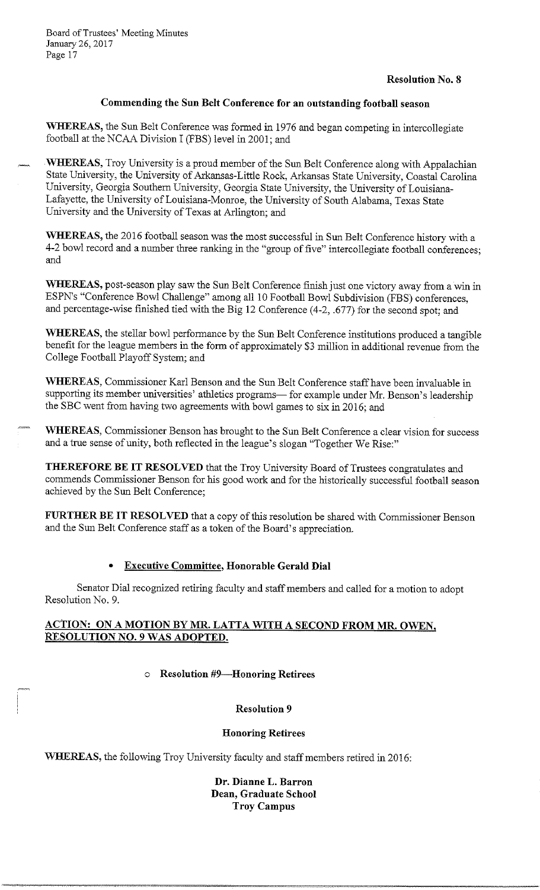**Resolution No. 8**

**Commending the Sun Belt Conference for an outstanding football season**

**WHEREAS,** the Sun Belt Conference was formed in 1976 and began competing in intercollegiate football at the NCAA Division I (FBS) level in 2001; and

**WHEREAS,** Troy University is a proud member of the Sun Belt Conference along with Appalachian State University, the University of Arkansas-Little Rock, Arkansas State University, Coastal Carolina University, Georgia Southern University, Georgia State University, the University of Louisiana-Lafayette, the University of Louisiana-Monroe, the University of South Alabama, Texas State University and the University of Texas at Arlington; and

**WHEREAS,** the 2016 football season was the most successful in Sun Belt Conference history with a 4-2 bowl record and a number three ranking in the "group of five" intercollegiate football conferences; and

**WHEREAS,** post-season play saw the Sun Belt Conference finish just one victory away from a win in ESPN's "Conference Bowl Challenge" among all 10 Football Bowl Subdivision (FBS) conferences, and percentage-wise finished tied with the Big 12 Conference (4-2, .677) for the second spot; and

**WHEREAS,** the stellar bowl performance by the Sun Belt Conference institutions produced a tangible benefit for the league members in the form of approximately $3 million in additional revenue from the College Football Playoff System; and

**WHEREAS,** Commissioner Karl Benson and the Sun Belt Conference staff have been invaluable in supporting its member universities' athletics programs— for example under Mr. Benson's leadership the SBC went from having two agreements with bowl games to six in 2016; and

**WHEREAS,** Commissioner Benson has brought to the Sun Belt Conference a clear vision for success and a true sense of unity, both reflected in the league's slogan "Together We Rise:"

**THEREFORE BE IT RESOLVED** that the Troy University Board of Trustees congratulates and commends Commissioner Benson for his good work and for the historically successful football season achieved by the Sun Belt Conference;

**FURTHER BE IT RESOLVED** that a copy of this resolution be shared with Commissioner Benson and the Sun Belt Conference staff as a token of the Board's appreciation.

- **Executive Committee, Honorable Gerald Dial**

Senator Dial recognized retiring faculty and staff members and called for a motion to adopt Resolution No. 9.

**ACTION: ON A MOTION BY MR. LATTA WITH A SECOND FROM MR. OWEN, RESOLUTION NO. 9 WAS ADOPTED.**

- **Resolution #9—Honoring Retirees**

**Resolution 9**

**Honoring Retirees**

**WHEREAS,** the following Troy University faculty and staff members retired in 2016:

**Dr. Dianne L. Barron**
**Dean, Graduate School**
**Troy Campus**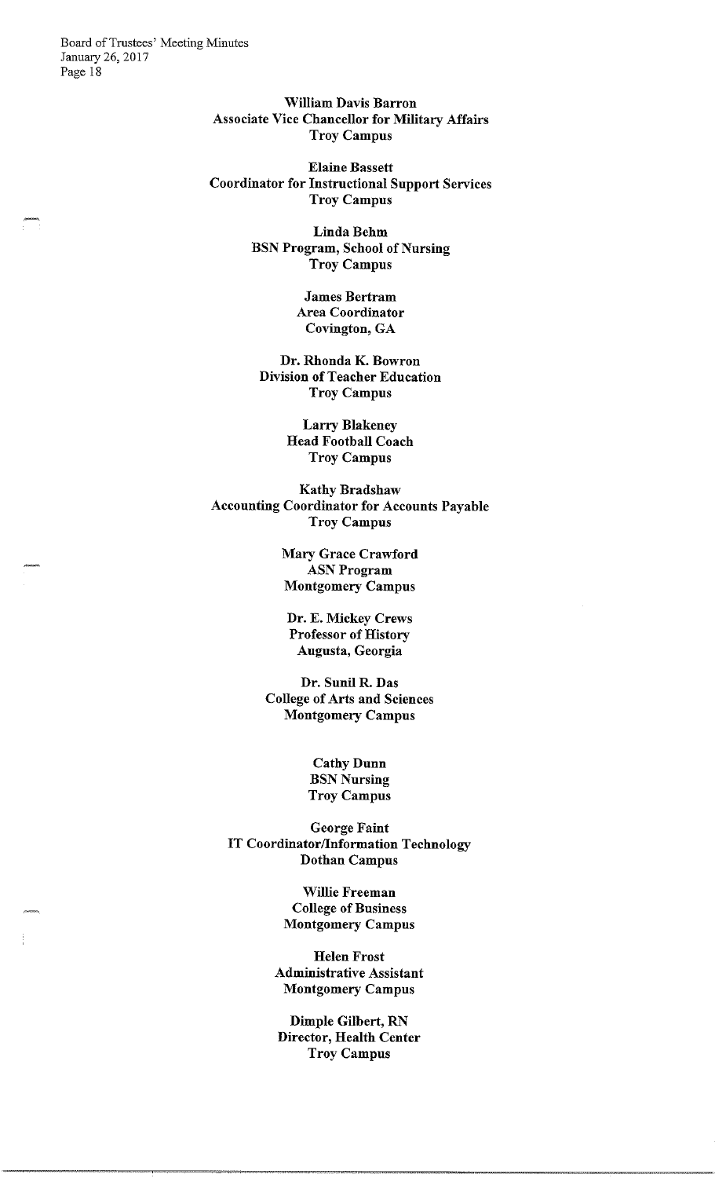**William Davis Barron**
**Associate Vice Chancellor for Military Affairs**
**Troy Campus**

**Elaine Bassett**
**Coordinator for Instructional Support Services**
**Troy Campus**

**Linda Behm**
**BSN Program, School of Nursing**
**Troy Campus**

**James Bertram**
**Area Coordinator**
**Covington, GA**

**Dr. Rhonda K. Bowron**
**Division of Teacher Education**
**Troy Campus**

**Larry Blakeney**
**Head Football Coach**
**Troy Campus**

**Kathy Bradshaw**
**Accounting Coordinator for Accounts Payable**
**Troy Campus**

**Mary Grace Crawford**
**ASN Program**
**Montgomery Campus**

**Dr. E. Mickey Crews**
**Professor of History**
**Augusta, Georgia**

**Dr. Sunil R. Das**
**College of Arts and Sciences**
**Montgomery Campus**

**Cathy Dunn**
**BSN Nursing**
**Troy Campus**

**George Faint**
**IT Coordinator/Information Technology**
**Dothan Campus**

**Willie Freeman**
**College of Business**
**Montgomery Campus**

**Helen Frost**
**Administrative Assistant**
**Montgomery Campus**

**Dimple Gilbert, RN**
**Director, Health Center**
**Troy Campus**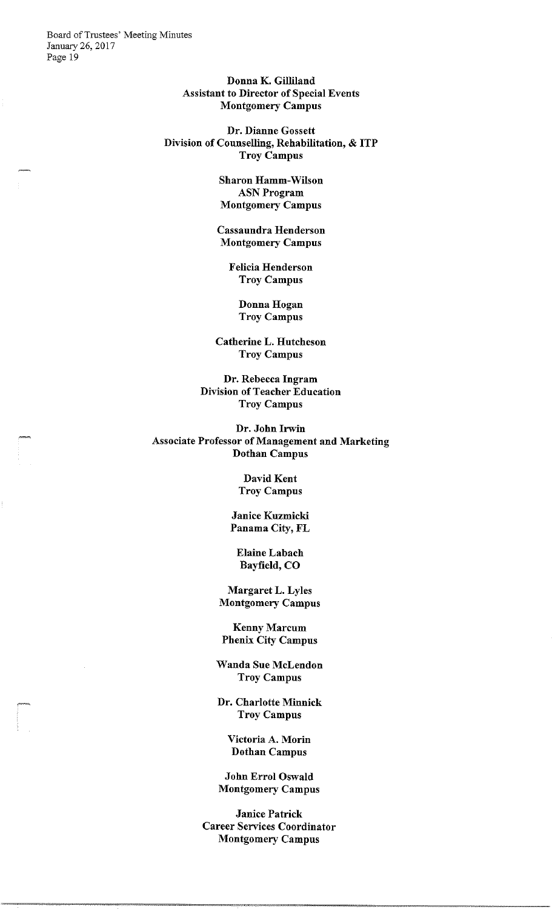**Donna K. Gilliland**
**Assistant to Director of Special Events**
**Montgomery Campus**

**Dr. Dianne Gossett**
**Division of Counselling, Rehabilitation, & ITP**
**Troy Campus**

**Sharon Hamm-Wilson**
**ASN Program**
**Montgomery Campus**

**Cassaundra Henderson**
**Montgomery Campus**

**Felicia Henderson**
**Troy Campus**

**Donna Hogan**
**Troy Campus**

**Catherine L. Hutcheson**
**Troy Campus**

**Dr. Rebecca Ingram**
**Division of Teacher Education**
**Troy Campus**

**Dr. John Irwin**
**Associate Professor of Management and Marketing**
**Dothan Campus**

**David Kent**
**Troy Campus**

**Janice Kuzmicki**
**Panama City, FL**

**Elaine Labach**
**Bayfield, CO**

**Margaret L. Lyles**
**Montgomery Campus**

**Kenny Marcum**
**Phenix City Campus**

**Wanda Sue McLendon**
**Troy Campus**

**Dr. Charlotte Minnick**
**Troy Campus**

**Victoria A. Morin**
**Dothan Campus**

**John Errol Oswald**
**Montgomery Campus**

**Janice Patrick**
**Career Services Coordinator**
**Montgomery Campus**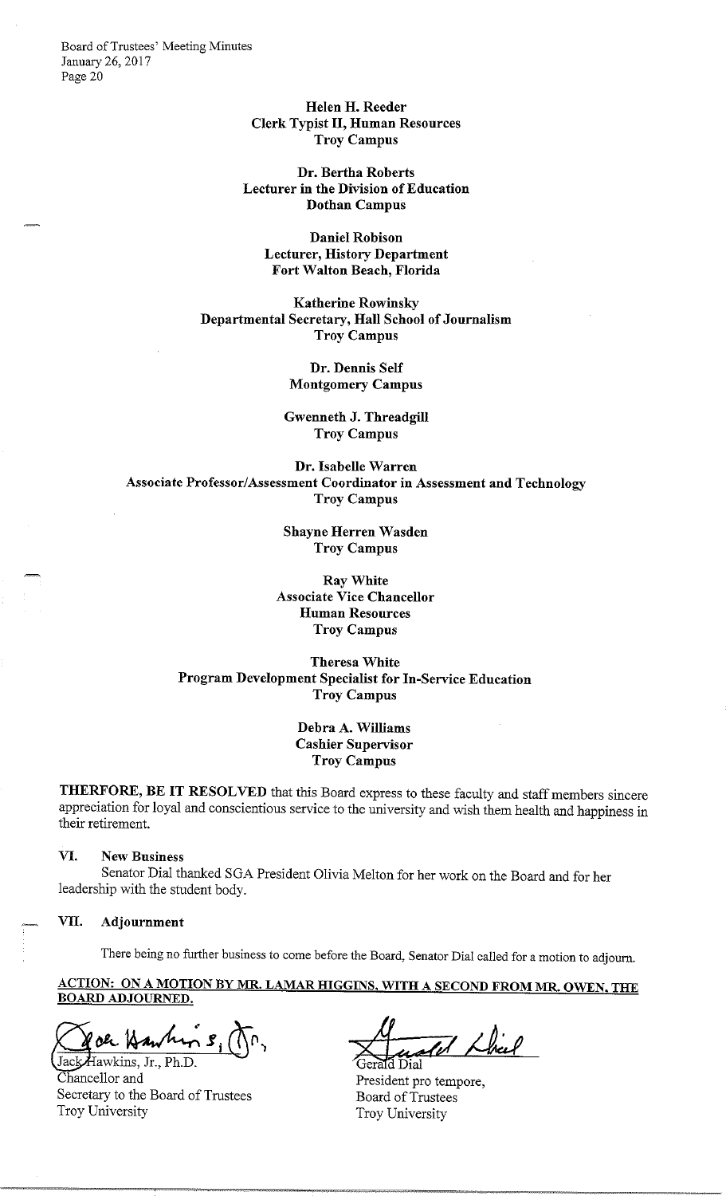**Helen H. Reeder**
**Clerk Typist II, Human Resources**
**Troy Campus**

**Dr. Bertha Roberts**
**Lecturer in the Division of Education**
**Dothan Campus**

**Daniel Robison**
**Lecturer, History Department**
**Fort Walton Beach, Florida**

**Katherine Rowinsky**
**Departmental Secretary, Hall School of Journalism**
**Troy Campus**

**Dr. Dennis Self**
**Montgomery Campus**

**Gwenneth J. Threadgill**
**Troy Campus**

**Dr. Isabelle Warren**
**Associate Professor/Assessment Coordinator in Assessment and Technology**
**Troy Campus**

**Shayne Herren Wasden**
**Troy Campus**

**Ray White**
**Associate Vice Chancellor**
**Human Resources**
**Troy Campus**

**Theresa White**
**Program Development Specialist for In-Service Education**
**Troy Campus**

**Debra A. Williams**
**Cashier Supervisor**
**Troy Campus**

**THERFORE, BE IT RESOLVED** that this Board express to these faculty and staff members sincere appreciation for loyal and conscientious service to the university and wish them health and happiness in their retirement.

## VI. New Business

Senator Dial thanked SGA President Olivia Melton for her work on the Board and for her leadership with the student body.

## VII. Adjournment

There being no further business to come before the Board, Senator Dial called for a motion to adjourn.

**ACTION: ON A MOTION BY MR. LAMAR HIGGINS, WITH A SECOND FROM MR. OWEN, THE BOARD ADJOURNED.**

Jack Hawkins, Jr., Ph.D.
Chancellor and
Secretary to the Board of Trustees
Troy University

Gerald Dial
President pro tempore,
Board of Trustees
Troy University